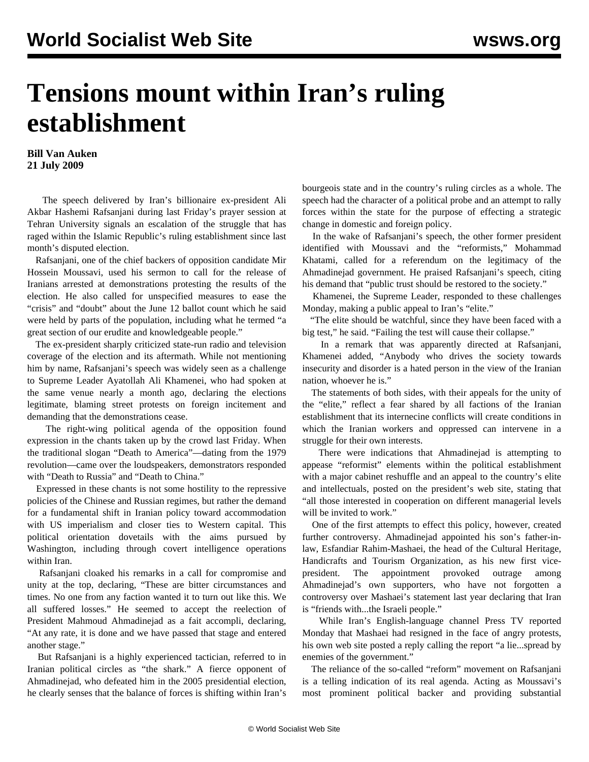# Tensions mount within Iran's ruling establishment

**Bill Van Auken**
**21 July 2009**

The speech delivered by Iran's billionaire ex-president Ali Akbar Hashemi Rafsanjani during last Friday's prayer session at Tehran University signals an escalation of the struggle that has raged within the Islamic Republic's ruling establishment since last month's disputed election.

Rafsanjani, one of the chief backers of opposition candidate Mir Hossein Moussavi, used his sermon to call for the release of Iranians arrested at demonstrations protesting the results of the election. He also called for unspecified measures to ease the "crisis" and "doubt" about the June 12 ballot count which he said were held by parts of the population, including what he termed "a great section of our erudite and knowledgeable people."

The ex-president sharply criticized state-run radio and television coverage of the election and its aftermath. While not mentioning him by name, Rafsanjani's speech was widely seen as a challenge to Supreme Leader Ayatollah Ali Khamenei, who had spoken at the same venue nearly a month ago, declaring the elections legitimate, blaming street protests on foreign incitement and demanding that the demonstrations cease.

The right-wing political agenda of the opposition found expression in the chants taken up by the crowd last Friday. When the traditional slogan "Death to America"—dating from the 1979 revolution—came over the loudspeakers, demonstrators responded with "Death to Russia" and "Death to China."

Expressed in these chants is not some hostility to the repressive policies of the Chinese and Russian regimes, but rather the demand for a fundamental shift in Iranian policy toward accommodation with US imperialism and closer ties to Western capital. This political orientation dovetails with the aims pursued by Washington, including through covert intelligence operations within Iran.

Rafsanjani cloaked his remarks in a call for compromise and unity at the top, declaring, "These are bitter circumstances and times. No one from any faction wanted it to turn out like this. We all suffered losses." He seemed to accept the reelection of President Mahmoud Ahmadinejad as a fait accompli, declaring, "At any rate, it is done and we have passed that stage and entered another stage."

But Rafsanjani is a highly experienced tactician, referred to in Iranian political circles as "the shark." A fierce opponent of Ahmadinejad, who defeated him in the 2005 presidential election, he clearly senses that the balance of forces is shifting within Iran's bourgeois state and in the country's ruling circles as a whole. The speech had the character of a political probe and an attempt to rally forces within the state for the purpose of effecting a strategic change in domestic and foreign policy.

In the wake of Rafsanjani's speech, the other former president identified with Moussavi and the "reformists," Mohammad Khatami, called for a referendum on the legitimacy of the Ahmadinejad government. He praised Rafsanjani's speech, citing his demand that "public trust should be restored to the society."

Khamenei, the Supreme Leader, responded to these challenges Monday, making a public appeal to Iran's "elite."

"The elite should be watchful, since they have been faced with a big test," he said. "Failing the test will cause their collapse."

In a remark that was apparently directed at Rafsanjani, Khamenei added, "Anybody who drives the society towards insecurity and disorder is a hated person in the view of the Iranian nation, whoever he is."

The statements of both sides, with their appeals for the unity of the "elite," reflect a fear shared by all factions of the Iranian establishment that its internecine conflicts will create conditions in which the Iranian workers and oppressed can intervene in a struggle for their own interests.

There were indications that Ahmadinejad is attempting to appease "reformist" elements within the political establishment with a major cabinet reshuffle and an appeal to the country's elite and intellectuals, posted on the president's web site, stating that "all those interested in cooperation on different managerial levels will be invited to work."

One of the first attempts to effect this policy, however, created further controversy. Ahmadinejad appointed his son's father-in-law, Esfandiar Rahim-Mashaei, the head of the Cultural Heritage, Handicrafts and Tourism Organization, as his new first vice-president. The appointment provoked outrage among Ahmadinejad's own supporters, who have not forgotten a controversy over Mashaei's statement last year declaring that Iran is "friends with...the Israeli people."

While Iran's English-language channel Press TV reported Monday that Mashaei had resigned in the face of angry protests, his own web site posted a reply calling the report "a lie...spread by enemies of the government."

The reliance of the so-called "reform" movement on Rafsanjani is a telling indication of its real agenda. Acting as Moussavi's most prominent political backer and providing substantial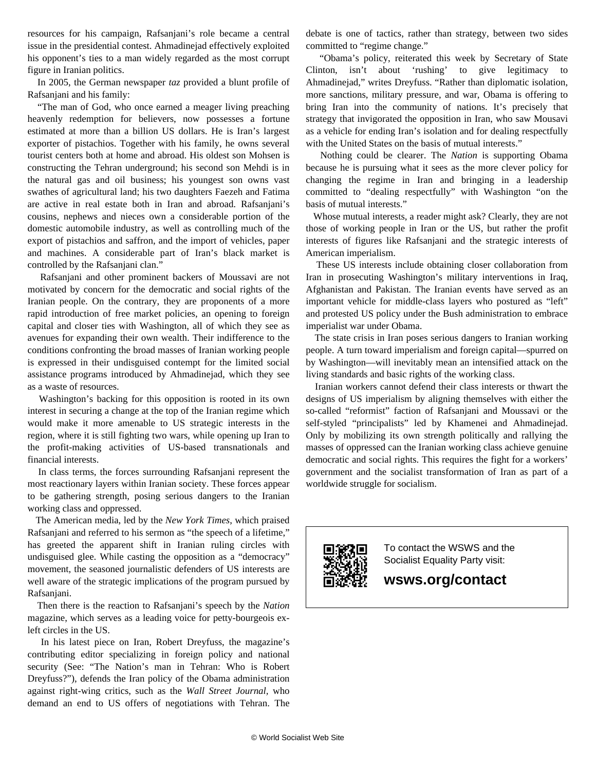resources for his campaign, Rafsanjani's role became a central issue in the presidential contest. Ahmadinejad effectively exploited his opponent's ties to a man widely regarded as the most corrupt figure in Iranian politics.

In 2005, the German newspaper *taz* provided a blunt profile of Rafsanjani and his family:

"The man of God, who once earned a meager living preaching heavenly redemption for believers, now possesses a fortune estimated at more than a billion US dollars. He is Iran's largest exporter of pistachios. Together with his family, he owns several tourist centers both at home and abroad. His oldest son Mohsen is constructing the Tehran underground; his second son Mehdi is in the natural gas and oil business; his youngest son owns vast swathes of agricultural land; his two daughters Faezeh and Fatima are active in real estate both in Iran and abroad. Rafsanjani's cousins, nephews and nieces own a considerable portion of the domestic automobile industry, as well as controlling much of the export of pistachios and saffron, and the import of vehicles, paper and machines. A considerable part of Iran's black market is controlled by the Rafsanjani clan."

Rafsanjani and other prominent backers of Moussavi are not motivated by concern for the democratic and social rights of the Iranian people. On the contrary, they are proponents of a more rapid introduction of free market policies, an opening to foreign capital and closer ties with Washington, all of which they see as avenues for expanding their own wealth. Their indifference to the conditions confronting the broad masses of Iranian working people is expressed in their undisguised contempt for the limited social assistance programs introduced by Ahmadinejad, which they see as a waste of resources.

Washington's backing for this opposition is rooted in its own interest in securing a change at the top of the Iranian regime which would make it more amenable to US strategic interests in the region, where it is still fighting two wars, while opening up Iran to the profit-making activities of US-based transnationals and financial interests.

In class terms, the forces surrounding Rafsanjani represent the most reactionary layers within Iranian society. These forces appear to be gathering strength, posing serious dangers to the Iranian working class and oppressed.

The American media, led by the *New York Times*, which praised Rafsanjani and referred to his sermon as "the speech of a lifetime," has greeted the apparent shift in Iranian ruling circles with undisguised glee. While casting the opposition as a "democracy" movement, the seasoned journalistic defenders of US interests are well aware of the strategic implications of the program pursued by Rafsanjani.

Then there is the reaction to Rafsanjani's speech by the *Nation* magazine, which serves as a leading voice for petty-bourgeois ex-left circles in the US.

In his latest piece on Iran, Robert Dreyfuss, the magazine's contributing editor specializing in foreign policy and national security (See: "The Nation's man in Tehran: Who is Robert Dreyfuss?"), defends the Iran policy of the Obama administration against right-wing critics, such as the *Wall Street Journal*, who demand an end to US offers of negotiations with Tehran. The debate is one of tactics, rather than strategy, between two sides committed to "regime change."

"Obama's policy, reiterated this week by Secretary of State Clinton, isn't about 'rushing' to give legitimacy to Ahmadinejad," writes Dreyfuss. "Rather than diplomatic isolation, more sanctions, military pressure, and war, Obama is offering to bring Iran into the community of nations. It's precisely that strategy that invigorated the opposition in Iran, who saw Mousavi as a vehicle for ending Iran's isolation and for dealing respectfully with the United States on the basis of mutual interests."

Nothing could be clearer. The *Nation* is supporting Obama because he is pursuing what it sees as the more clever policy for changing the regime in Iran and bringing in a leadership committed to "dealing respectfully" with Washington "on the basis of mutual interests."

Whose mutual interests, a reader might ask? Clearly, they are not those of working people in Iran or the US, but rather the profit interests of figures like Rafsanjani and the strategic interests of American imperialism.

These US interests include obtaining closer collaboration from Iran in prosecuting Washington's military interventions in Iraq, Afghanistan and Pakistan. The Iranian events have served as an important vehicle for middle-class layers who postured as "left" and protested US policy under the Bush administration to embrace imperialist war under Obama.

The state crisis in Iran poses serious dangers to Iranian working people. A turn toward imperialism and foreign capital—spurred on by Washington—will inevitably mean an intensified attack on the living standards and basic rights of the working class.

Iranian workers cannot defend their class interests or thwart the designs of US imperialism by aligning themselves with either the so-called "reformist" faction of Rafsanjani and Moussavi or the self-styled "principalists" led by Khamenei and Ahmadinejad. Only by mobilizing its own strength politically and rallying the masses of oppressed can the Iranian working class achieve genuine democratic and social rights. This requires the fight for a workers' government and the socialist transformation of Iran as part of a worldwide struggle for socialism.

To contact the WSWS and the Socialist Equality Party visit:

**wsws.org/contact**